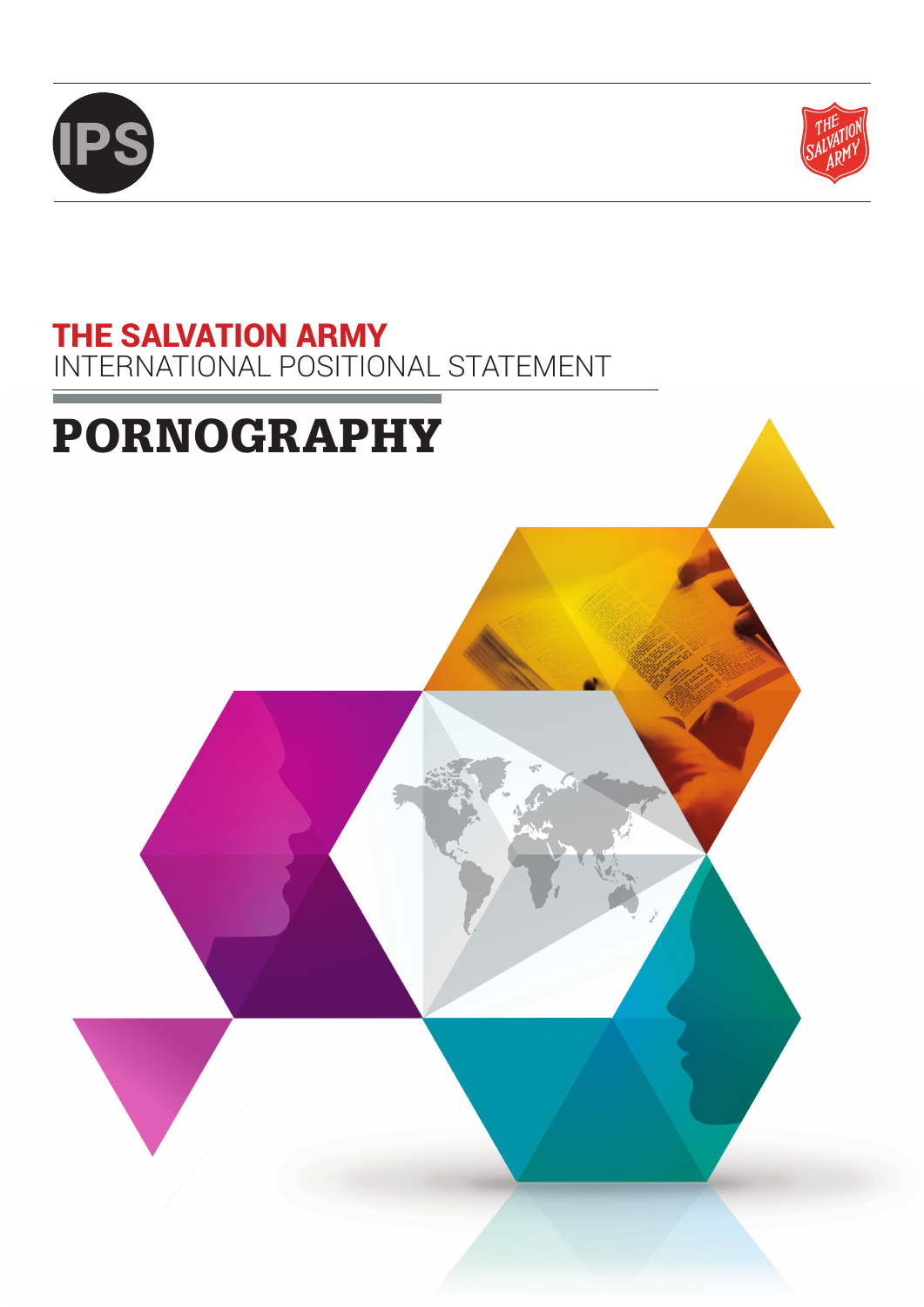IPS

THE SALVATION ARMY

**THE SALVATION ARMY**
INTERNATIONAL POSITIONAL STATEMENT

# PORNOGRAPHY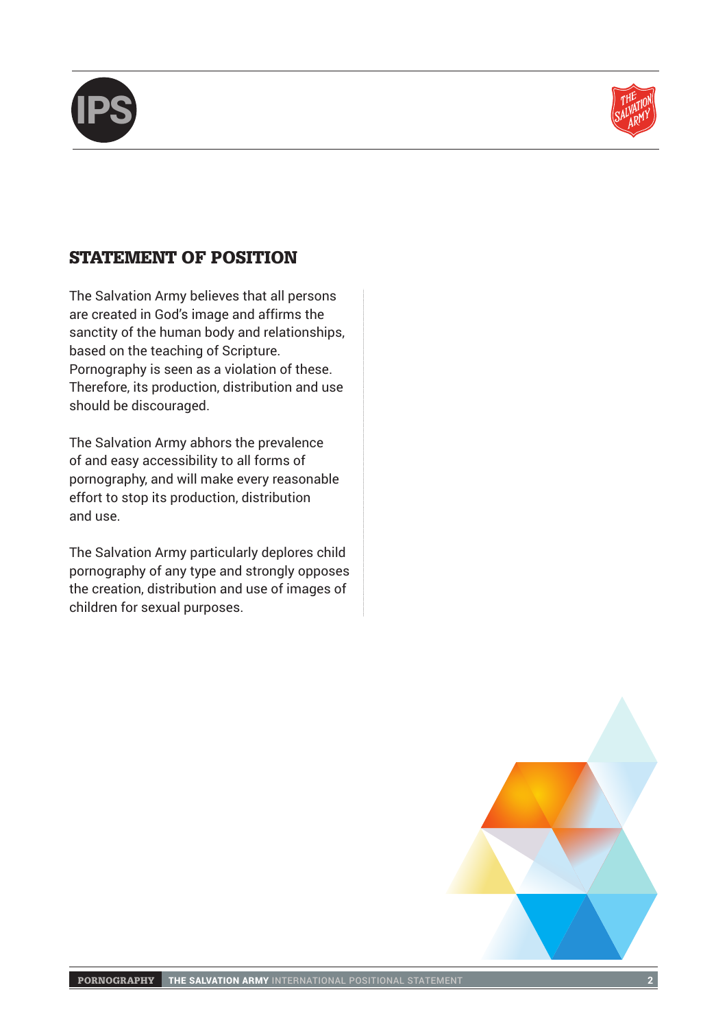## STATEMENT OF POSITION

The Salvation Army believes that all persons are created in God's image and affirms the sanctity of the human body and relationships, based on the teaching of Scripture. Pornography is seen as a violation of these. Therefore, its production, distribution and use should be discouraged.

The Salvation Army abhors the prevalence of and easy accessibility to all forms of pornography, and will make every reasonable effort to stop its production, distribution and use.

The Salvation Army particularly deplores child pornography of any type and strongly opposes the creation, distribution and use of images of children for sexual purposes.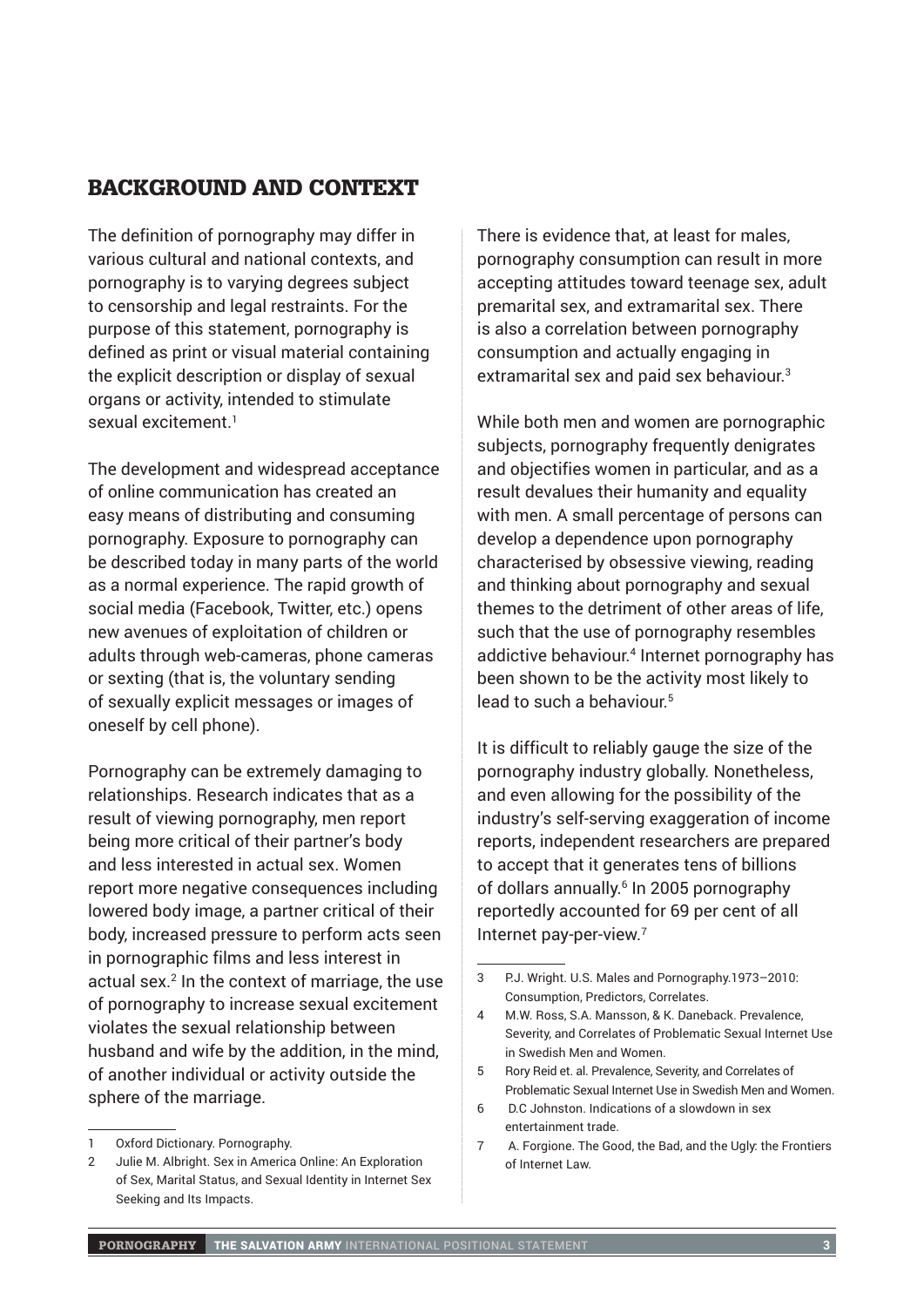## BACKGROUND AND CONTEXT

The definition of pornography may differ in various cultural and national contexts, and pornography is to varying degrees subject to censorship and legal restraints. For the purpose of this statement, pornography is defined as print or visual material containing the explicit description or display of sexual organs or activity, intended to stimulate sexual excitement.[1]

The development and widespread acceptance of online communication has created an easy means of distributing and consuming pornography. Exposure to pornography can be described today in many parts of the world as a normal experience. The rapid growth of social media (Facebook, Twitter, etc.) opens new avenues of exploitation of children or adults through web-cameras, phone cameras or sexting (that is, the voluntary sending of sexually explicit messages or images of oneself by cell phone).

Pornography can be extremely damaging to relationships. Research indicates that as a result of viewing pornography, men report being more critical of their partner's body and less interested in actual sex. Women report more negative consequences including lowered body image, a partner critical of their body, increased pressure to perform acts seen in pornographic films and less interest in actual sex.[2] In the context of marriage, the use of pornography to increase sexual excitement violates the sexual relationship between husband and wife by the addition, in the mind, of another individual or activity outside the sphere of the marriage.

There is evidence that, at least for males, pornography consumption can result in more accepting attitudes toward teenage sex, adult premarital sex, and extramarital sex. There is also a correlation between pornography consumption and actually engaging in extramarital sex and paid sex behaviour.[3]

While both men and women are pornographic subjects, pornography frequently denigrates and objectifies women in particular, and as a result devalues their humanity and equality with men. A small percentage of persons can develop a dependence upon pornography characterised by obsessive viewing, reading and thinking about pornography and sexual themes to the detriment of other areas of life, such that the use of pornography resembles addictive behaviour.[4] Internet pornography has been shown to be the activity most likely to lead to such a behaviour.[5]

It is difficult to reliably gauge the size of the pornography industry globally. Nonetheless, and even allowing for the possibility of the industry's self-serving exaggeration of income reports, independent researchers are prepared to accept that it generates tens of billions of dollars annually.[6] In 2005 pornography reportedly accounted for 69 per cent of all Internet pay-per-view.[7]

---

1 Oxford Dictionary. Pornography.

2 Julie M. Albright. Sex in America Online: An Exploration of Sex, Marital Status, and Sexual Identity in Internet Sex Seeking and Its Impacts.

3 P.J. Wright. U.S. Males and Pornography.1973–2010: Consumption, Predictors, Correlates.

4 M.W. Ross, S.A. Mansson, & K. Daneback. Prevalence, Severity, and Correlates of Problematic Sexual Internet Use in Swedish Men and Women.

5 Rory Reid et. al. Prevalence, Severity, and Correlates of Problematic Sexual Internet Use in Swedish Men and Women.

6 D.C Johnston. Indications of a slowdown in sex entertainment trade.

7 A. Forgione. The Good, the Bad, and the Ugly: the Frontiers of Internet Law.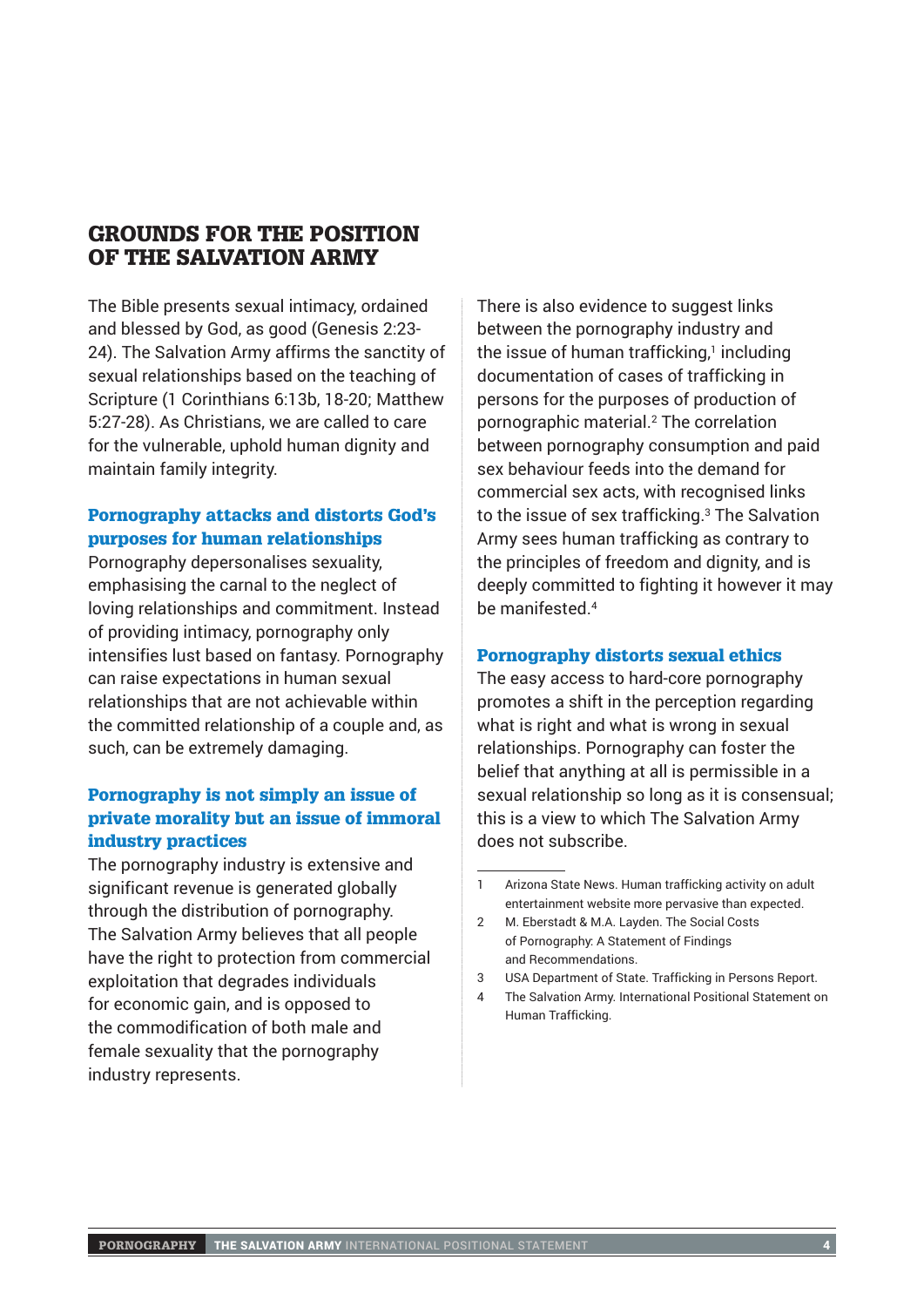## GROUNDS FOR THE POSITION OF THE SALVATION ARMY

The Bible presents sexual intimacy, ordained and blessed by God, as good (Genesis 2:23-24). The Salvation Army affirms the sanctity of sexual relationships based on the teaching of Scripture (1 Corinthians 6:13b, 18-20; Matthew 5:27-28). As Christians, we are called to care for the vulnerable, uphold human dignity and maintain family integrity.

### Pornography attacks and distorts God's purposes for human relationships

Pornography depersonalises sexuality, emphasising the carnal to the neglect of loving relationships and commitment. Instead of providing intimacy, pornography only intensifies lust based on fantasy. Pornography can raise expectations in human sexual relationships that are not achievable within the committed relationship of a couple and, as such, can be extremely damaging.

### Pornography is not simply an issue of private morality but an issue of immoral industry practices

The pornography industry is extensive and significant revenue is generated globally through the distribution of pornography. The Salvation Army believes that all people have the right to protection from commercial exploitation that degrades individuals for economic gain, and is opposed to the commodification of both male and female sexuality that the pornography industry represents.

There is also evidence to suggest links between the pornography industry and the issue of human trafficking,[1] including documentation of cases of trafficking in persons for the purposes of production of pornographic material.[2] The correlation between pornography consumption and paid sex behaviour feeds into the demand for commercial sex acts, with recognised links to the issue of sex trafficking.[3] The Salvation Army sees human trafficking as contrary to the principles of freedom and dignity, and is deeply committed to fighting it however it may be manifested.[4]

### Pornography distorts sexual ethics

The easy access to hard-core pornography promotes a shift in the perception regarding what is right and what is wrong in sexual relationships. Pornography can foster the belief that anything at all is permissible in a sexual relationship so long as it is consensual; this is a view to which The Salvation Army does not subscribe.

---

1. Arizona State News. Human trafficking activity on adult entertainment website more pervasive than expected.
2. M. Eberstadt & M.A. Layden. The Social Costs of Pornography: A Statement of Findings and Recommendations.
3. USA Department of State. Trafficking in Persons Report.
4. The Salvation Army. International Positional Statement on Human Trafficking.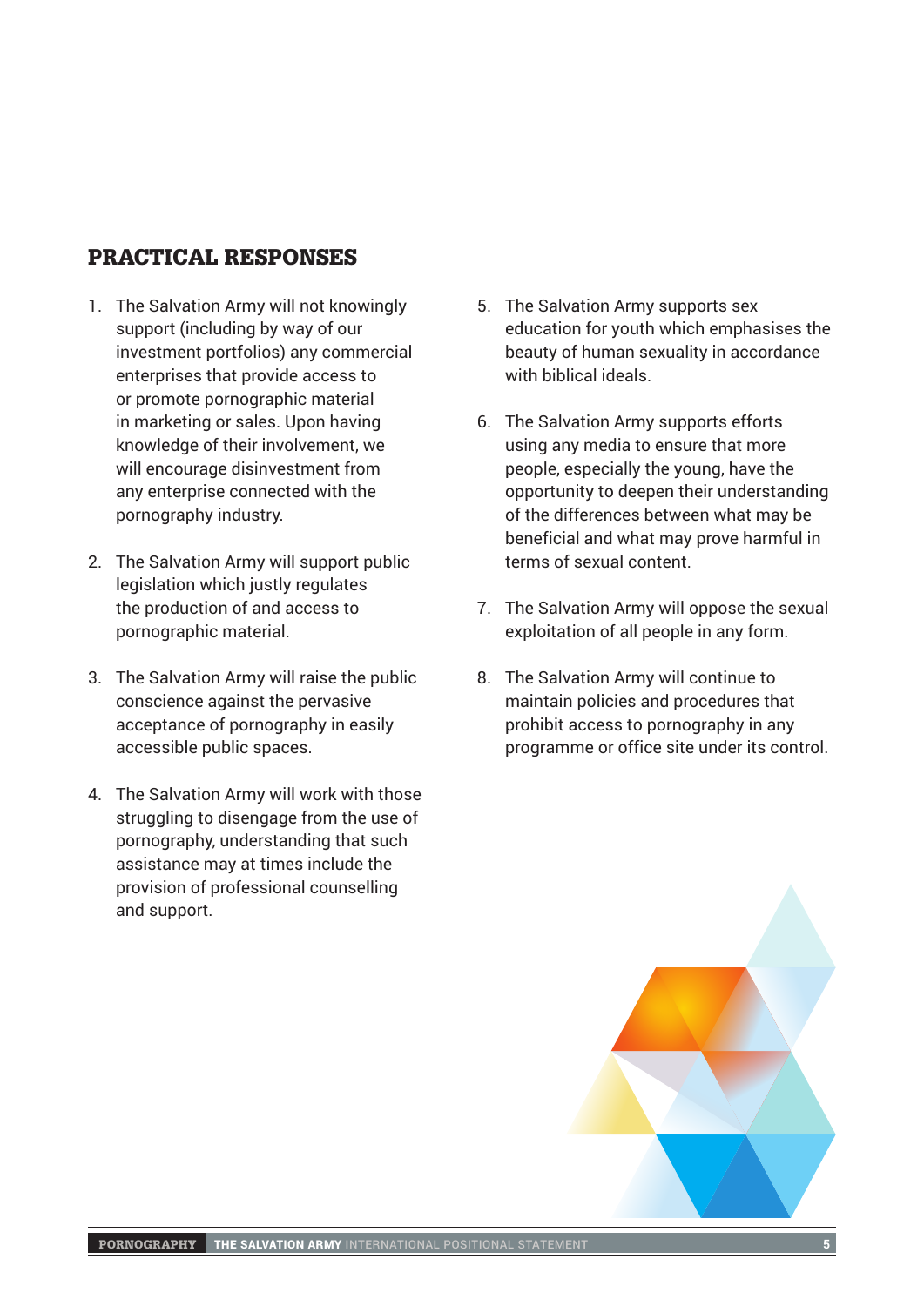## PRACTICAL RESPONSES

1. The Salvation Army will not knowingly support (including by way of our investment portfolios) any commercial enterprises that provide access to or promote pornographic material in marketing or sales. Upon having knowledge of their involvement, we will encourage disinvestment from any enterprise connected with the pornography industry.

2. The Salvation Army will support public legislation which justly regulates the production of and access to pornographic material.

3. The Salvation Army will raise the public conscience against the pervasive acceptance of pornography in easily accessible public spaces.

4. The Salvation Army will work with those struggling to disengage from the use of pornography, understanding that such assistance may at times include the provision of professional counselling and support.

5. The Salvation Army supports sex education for youth which emphasises the beauty of human sexuality in accordance with biblical ideals.

6. The Salvation Army supports efforts using any media to ensure that more people, especially the young, have the opportunity to deepen their understanding of the differences between what may be beneficial and what may prove harmful in terms of sexual content.

7. The Salvation Army will oppose the sexual exploitation of all people in any form.

8. The Salvation Army will continue to maintain policies and procedures that prohibit access to pornography in any programme or office site under its control.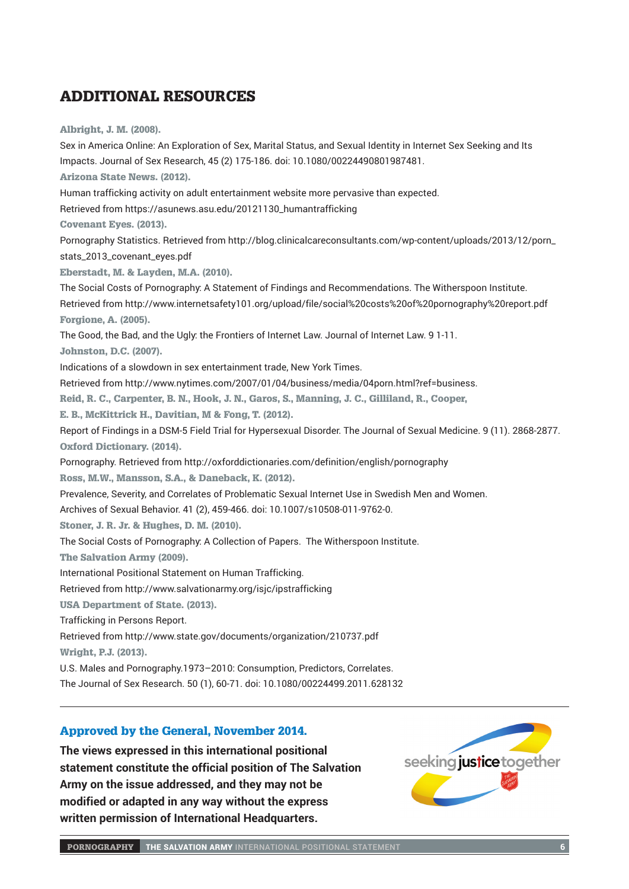## ADDITIONAL RESOURCES

**Albright, J. M. (2008).**
Sex in America Online: An Exploration of Sex, Marital Status, and Sexual Identity in Internet Sex Seeking and Its Impacts. Journal of Sex Research, 45 (2) 175-186. doi: 10.1080/00224490801987481.

**Arizona State News. (2012).**
Human trafficking activity on adult entertainment website more pervasive than expected.
Retrieved from https://asunews.asu.edu/20121130_humantrafficking

**Covenant Eyes. (2013).**
Pornography Statistics. Retrieved from http://blog.clinicalcareconsultants.com/wp-content/uploads/2013/12/porn_stats_2013_covenant_eyes.pdf

**Eberstadt, M. & Layden, M.A. (2010).**
The Social Costs of Pornography: A Statement of Findings and Recommendations. The Witherspoon Institute.
Retrieved from http://www.internetsafety101.org/upload/file/social%20costs%20of%20pornography%20report.pdf

**Forgione, A. (2005).**
The Good, the Bad, and the Ugly: the Frontiers of Internet Law. Journal of Internet Law. 9 1-11.

**Johnston, D.C. (2007).**
Indications of a slowdown in sex entertainment trade, New York Times.
Retrieved from http://www.nytimes.com/2007/01/04/business/media/04porn.html?ref=business.

**Reid, R. C., Carpenter, B. N., Hook, J. N., Garos, S., Manning, J. C., Gilliland, R., Cooper, E. B., McKittrick H., Davitian, M & Fong, T. (2012).**
Report of Findings in a DSM-5 Field Trial for Hypersexual Disorder. The Journal of Sexual Medicine. 9 (11). 2868-2877.

**Oxford Dictionary. (2014).**
Pornography. Retrieved from http://oxforddictionaries.com/definition/english/pornography

**Ross, M.W., Mansson, S.A., & Daneback, K. (2012).**
Prevalence, Severity, and Correlates of Problematic Sexual Internet Use in Swedish Men and Women.
Archives of Sexual Behavior. 41 (2), 459-466. doi: 10.1007/s10508-011-9762-0.

**Stoner, J. R. Jr. & Hughes, D. M. (2010).**
The Social Costs of Pornography: A Collection of Papers. The Witherspoon Institute.

**The Salvation Army (2009).**
International Positional Statement on Human Trafficking.
Retrieved from http://www.salvationarmy.org/isjc/ipstrafficking

**USA Department of State. (2013).**
Trafficking in Persons Report.
Retrieved from http://www.state.gov/documents/organization/210737.pdf

**Wright, P.J. (2013).**
U.S. Males and Pornography.1973–2010: Consumption, Predictors, Correlates.
The Journal of Sex Research. 50 (1), 60-71. doi: 10.1080/00224499.2011.628132

---

**Approved by the General, November 2014.**

**The views expressed in this international positional statement constitute the official position of The Salvation Army on the issue addressed, and they may not be modified or adapted in any way without the express written permission of International Headquarters.**

seeking justice together